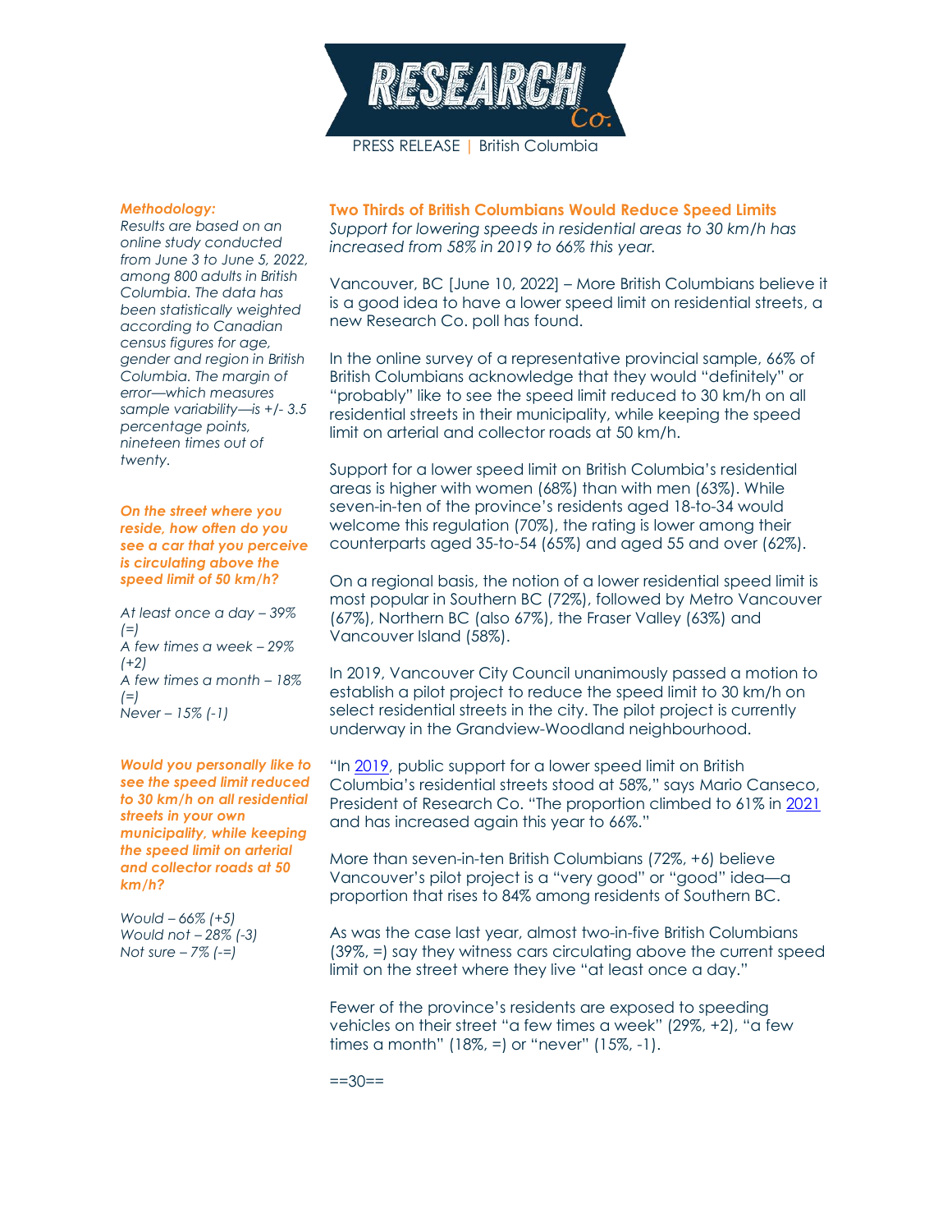PRESS RELEASE | British Columbia

## Two Thirds of British Columbians Would Reduce Speed Limits

*Support for lowering speeds in residential areas to 30 km/h has increased from 58% in 2019 to 66% this year.*

Vancouver, BC [June 10, 2022] – More British Columbians believe it is a good idea to have a lower speed limit on residential streets, a new Research Co. poll has found.

In the online survey of a representative provincial sample, 66% of British Columbians acknowledge that they would "definitely" or "probably" like to see the speed limit reduced to 30 km/h on all residential streets in their municipality, while keeping the speed limit on arterial and collector roads at 50 km/h.

Support for a lower speed limit on British Columbia's residential areas is higher with women (68%) than with men (63%). While seven-in-ten of the province's residents aged 18-to-34 would welcome this regulation (70%), the rating is lower among their counterparts aged 35-to-54 (65%) and aged 55 and over (62%).

On a regional basis, the notion of a lower residential speed limit is most popular in Southern BC (72%), followed by Metro Vancouver (67%), Northern BC (also 67%), the Fraser Valley (63%) and Vancouver Island (58%).

In 2019, Vancouver City Council unanimously passed a motion to establish a pilot project to reduce the speed limit to 30 km/h on select residential streets in the city. The pilot project is currently underway in the Grandview-Woodland neighbourhood.

"In 2019, public support for a lower speed limit on British Columbia's residential streets stood at 58%," says Mario Canseco, President of Research Co. "The proportion climbed to 61% in 2021 and has increased again this year to 66%."

More than seven-in-ten British Columbians (72%, +6) believe Vancouver's pilot project is a "very good" or "good" idea—a proportion that rises to 84% among residents of Southern BC.

As was the case last year, almost two-in-five British Columbians (39%, =) say they witness cars circulating above the current speed limit on the street where they live "at least once a day."

Fewer of the province's residents are exposed to speeding vehicles on their street "a few times a week" (29%, +2), "a few times a month" (18%, =) or "never" (15%, -1).

==30==

***Methodology:***

*Results are based on an online study conducted from June 3 to June 5, 2022, among 800 adults in British Columbia. The data has been statistically weighted according to Canadian census figures for age, gender and region in British Columbia. The margin of error—which measures sample variability—is +/- 3.5 percentage points, nineteen times out of twenty.*

***On the street where you reside, how often do you see a car that you perceive is circulating above the speed limit of 50 km/h?***

*At least once a day – 39% (=)*
*A few times a week – 29% (+2)*
*A few times a month – 18% (=)*
*Never – 15% (-1)*

***Would you personally like to see the speed limit reduced to 30 km/h on all residential streets in your own municipality, while keeping the speed limit on arterial and collector roads at 50 km/h?***

*Would – 66% (+5)*
*Would not – 28% (-3)*
*Not sure – 7% (-=)*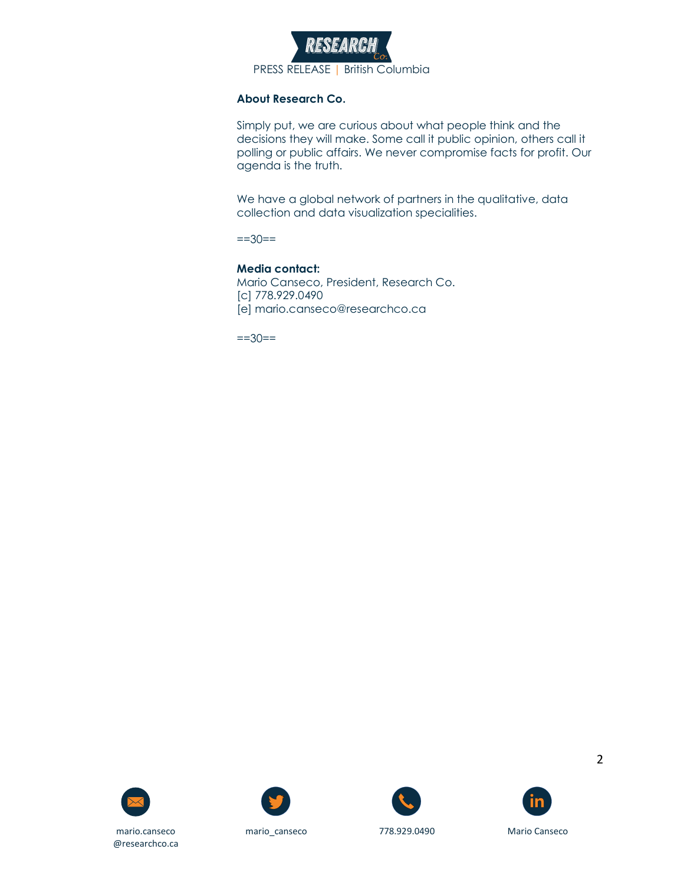### About Research Co.

Simply put, we are curious about what people think and the decisions they will make. Some call it public opinion, others call it polling or public affairs. We never compromise facts for profit. Our agenda is the truth.

We have a global network of partners in the qualitative, data collection and data visualization specialities.

==30==

**Media contact:**
Mario Canseco, President, Research Co.
[c] 778.929.0490
[e] mario.canseco@researchco.ca

==30==